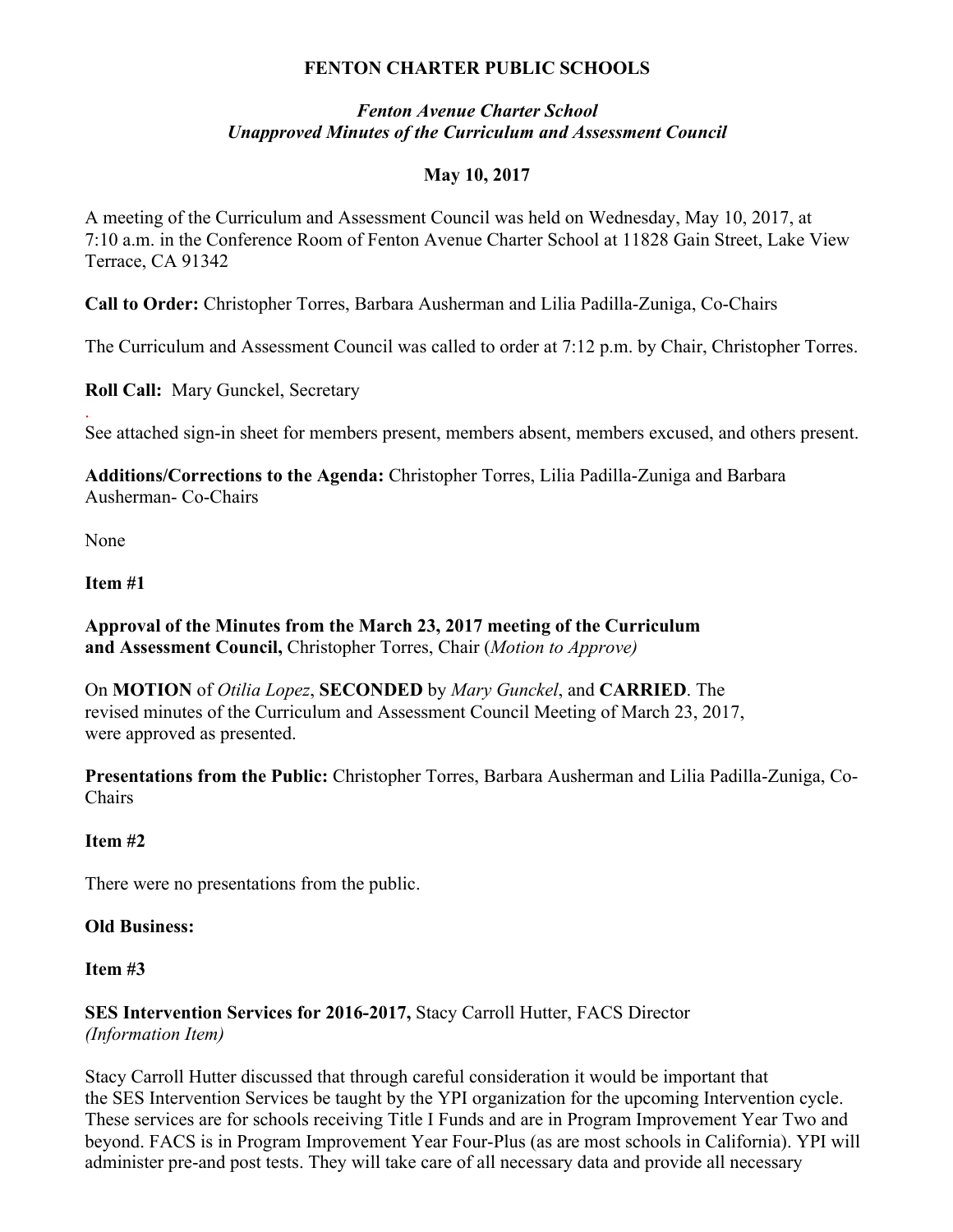**FENTON CHARTER PUBLIC SCHOOLS**

***Fenton Avenue Charter School***
***Unapproved Minutes of the Curriculum and Assessment Council***

**May 10, 2017**

A meeting of the Curriculum and Assessment Council was held on Wednesday, May 10, 2017, at 7:10 a.m. in the Conference Room of Fenton Avenue Charter School at 11828 Gain Street, Lake View Terrace, CA 91342

**Call to Order:** Christopher Torres, Barbara Ausherman and Lilia Padilla-Zuniga, Co-Chairs

The Curriculum and Assessment Council was called to order at 7:12 p.m. by Chair, Christopher Torres.

**Roll Call:** Mary Gunckel, Secretary

.
See attached sign-in sheet for members present, members absent, members excused, and others present.

**Additions/Corrections to the Agenda:** Christopher Torres, Lilia Padilla-Zuniga and Barbara Ausherman- Co-Chairs

None

**Item #1**

**Approval of the Minutes from the March 23, 2017 meeting of the Curriculum and Assessment Council,** Christopher Torres, Chair (*Motion to Approve)*

On **MOTION** of *Otilia Lopez*, **SECONDED** by *Mary Gunckel*, and **CARRIED**. The revised minutes of the Curriculum and Assessment Council Meeting of March 23, 2017, were approved as presented.

**Presentations from the Public:** Christopher Torres, Barbara Ausherman and Lilia Padilla-Zuniga, Co-Chairs

**Item #2**

There were no presentations from the public.

**Old Business:**

**Item #3**

**SES Intervention Services for 2016-2017,** Stacy Carroll Hutter, FACS Director
*(Information Item)*

Stacy Carroll Hutter discussed that through careful consideration it would be important that the SES Intervention Services be taught by the YPI organization for the upcoming Intervention cycle. These services are for schools receiving Title I Funds and are in Program Improvement Year Two and beyond. FACS is in Program Improvement Year Four-Plus (as are most schools in California). YPI will administer pre-and post tests. They will take care of all necessary data and provide all necessary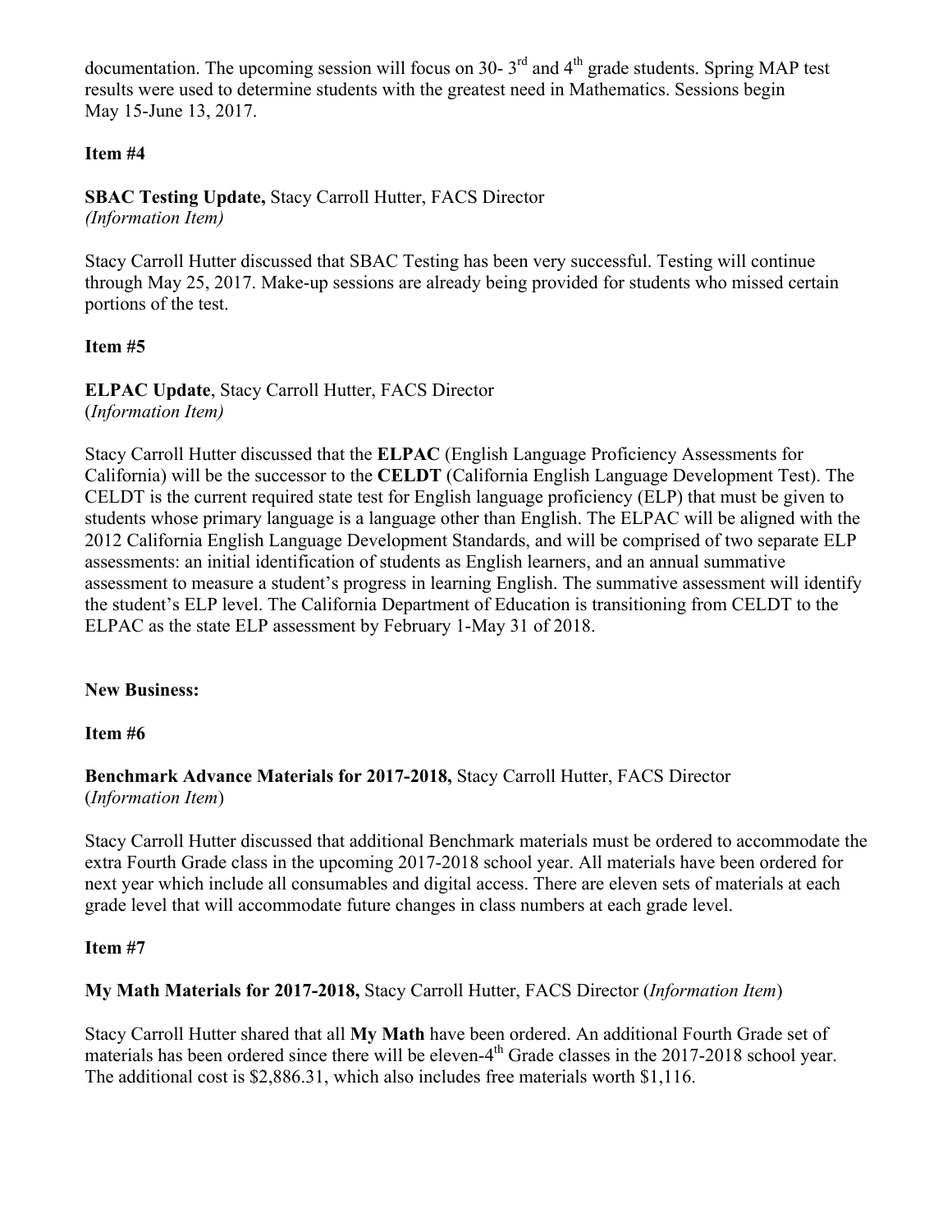documentation. The upcoming session will focus on 30- 3rd and 4th grade students. Spring MAP test results were used to determine students with the greatest need in Mathematics. Sessions begin May 15-June 13, 2017.

**Item #4**

**SBAC Testing Update,** Stacy Carroll Hutter, FACS Director
*(Information Item)*

Stacy Carroll Hutter discussed that SBAC Testing has been very successful. Testing will continue through May 25, 2017. Make-up sessions are already being provided for students who missed certain portions of the test.

**Item #5**

**ELPAC Update**, Stacy Carroll Hutter, FACS Director
(*Information Item)*

Stacy Carroll Hutter discussed that the **ELPAC** (English Language Proficiency Assessments for California) will be the successor to the **CELDT** (California English Language Development Test). The CELDT is the current required state test for English language proficiency (ELP) that must be given to students whose primary language is a language other than English. The ELPAC will be aligned with the 2012 California English Language Development Standards, and will be comprised of two separate ELP assessments: an initial identification of students as English learners, and an annual summative assessment to measure a student's progress in learning English. The summative assessment will identify the student's ELP level. The California Department of Education is transitioning from CELDT to the ELPAC as the state ELP assessment by February 1-May 31 of 2018.

**New Business:**

**Item #6**

**Benchmark Advance Materials for 2017-2018,** Stacy Carroll Hutter, FACS Director
(*Information Item*)

Stacy Carroll Hutter discussed that additional Benchmark materials must be ordered to accommodate the extra Fourth Grade class in the upcoming 2017-2018 school year. All materials have been ordered for next year which include all consumables and digital access. There are eleven sets of materials at each grade level that will accommodate future changes in class numbers at each grade level.

**Item #7**

**My Math Materials for 2017-2018,** Stacy Carroll Hutter, FACS Director (*Information Item*)

Stacy Carroll Hutter shared that all **My Math** have been ordered. An additional Fourth Grade set of materials has been ordered since there will be eleven-4th Grade classes in the 2017-2018 school year. The additional cost is $2,886.31, which also includes free materials worth $1,116.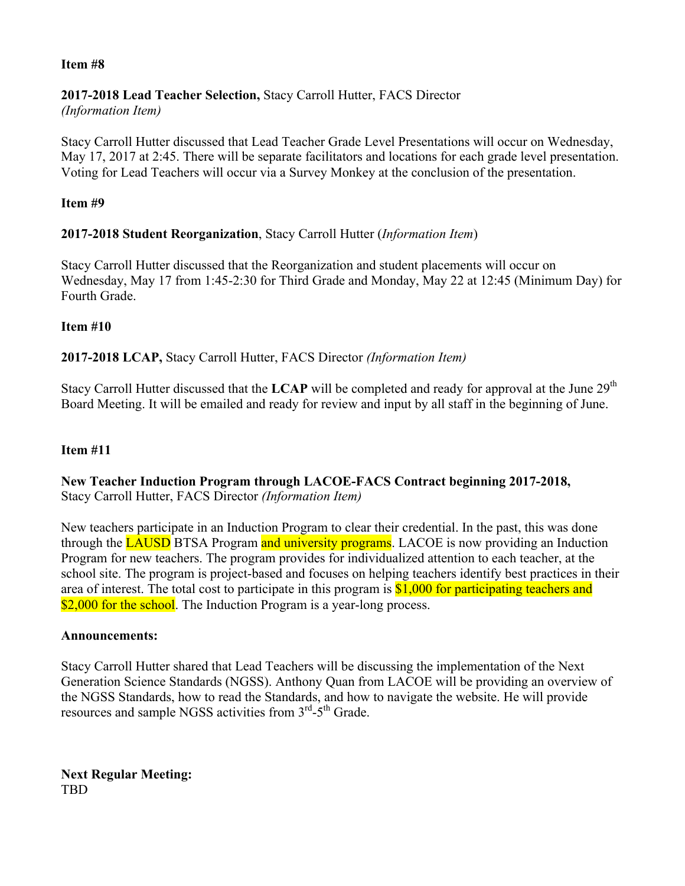**Item #8**

**2017-2018 Lead Teacher Selection,** Stacy Carroll Hutter, FACS Director
*(Information Item)*

Stacy Carroll Hutter discussed that Lead Teacher Grade Level Presentations will occur on Wednesday, May 17, 2017 at 2:45. There will be separate facilitators and locations for each grade level presentation. Voting for Lead Teachers will occur via a Survey Monkey at the conclusion of the presentation.

**Item #9**

**2017-2018 Student Reorganization**, Stacy Carroll Hutter (*Information Item*)

Stacy Carroll Hutter discussed that the Reorganization and student placements will occur on Wednesday, May 17 from 1:45-2:30 for Third Grade and Monday, May 22 at 12:45 (Minimum Day) for Fourth Grade.

**Item #10**

**2017-2018 LCAP,** Stacy Carroll Hutter, FACS Director *(Information Item)*

Stacy Carroll Hutter discussed that the **LCAP** will be completed and ready for approval at the June 29th Board Meeting. It will be emailed and ready for review and input by all staff in the beginning of June.

**Item #11**

**New Teacher Induction Program through LACOE-FACS Contract beginning 2017-2018,**
Stacy Carroll Hutter, FACS Director *(Information Item)*

New teachers participate in an Induction Program to clear their credential. In the past, this was done through the LAUSD BTSA Program and university programs. LACOE is now providing an Induction Program for new teachers. The program provides for individualized attention to each teacher, at the school site. The program is project-based and focuses on helping teachers identify best practices in their area of interest. The total cost to participate in this program is $1,000 for participating teachers and $2,000 for the school. The Induction Program is a year-long process.

**Announcements:**

Stacy Carroll Hutter shared that Lead Teachers will be discussing the implementation of the Next Generation Science Standards (NGSS). Anthony Quan from LACOE will be providing an overview of the NGSS Standards, how to read the Standards, and how to navigate the website. He will provide resources and sample NGSS activities from 3rd-5th Grade.

**Next Regular Meeting:**
TBD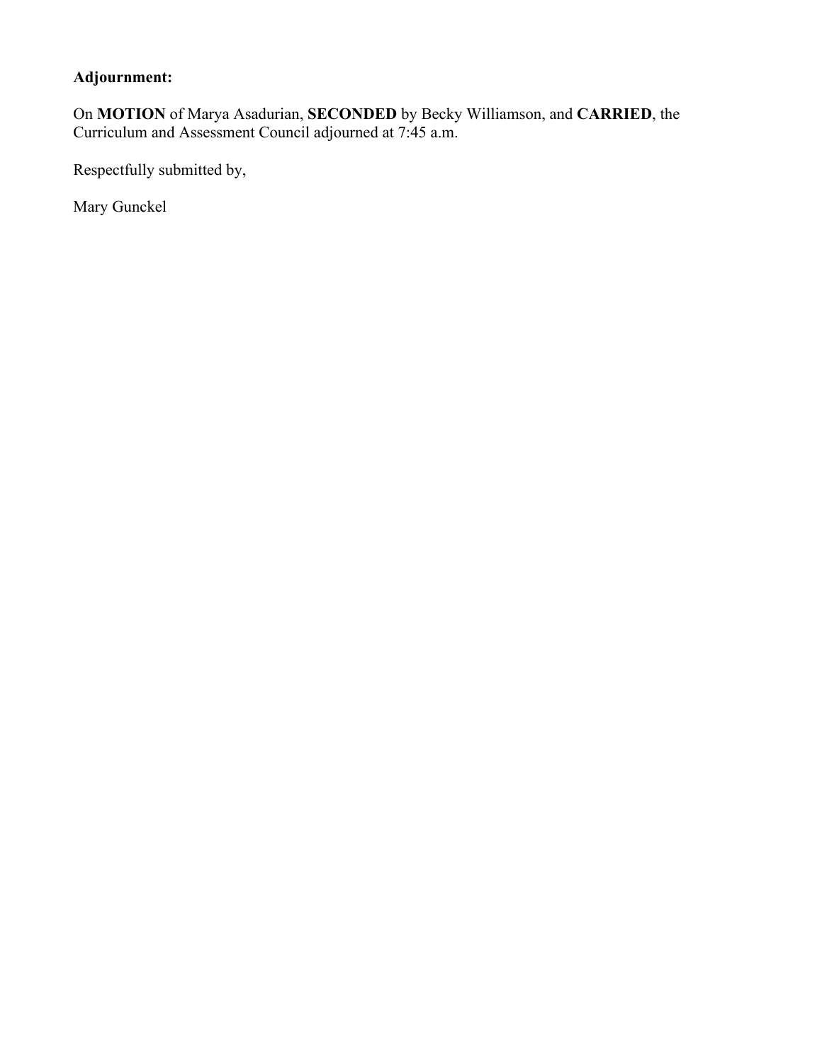**Adjournment:**

On **MOTION** of Marya Asadurian, **SECONDED** by Becky Williamson, and **CARRIED**, the Curriculum and Assessment Council adjourned at 7:45 a.m.

Respectfully submitted by,

Mary Gunckel